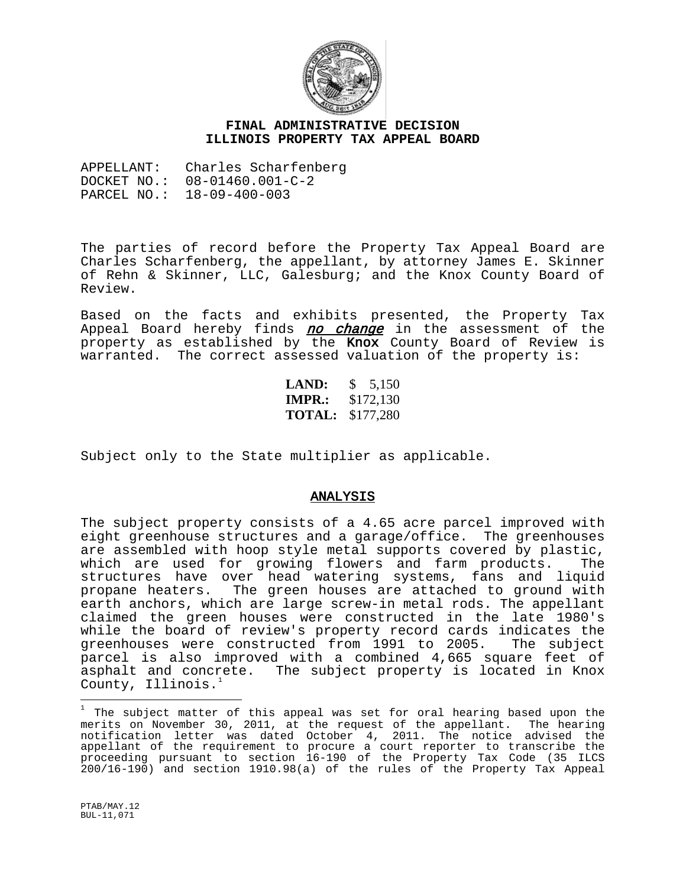# FINAL ADMINISTRATIVE DECISION
# ILLINOIS PROPERTY TAX APPEAL BOARD

APPELLANT: Charles Scharfenberg
DOCKET NO.: 08-01460.001-C-2
PARCEL NO.: 18-09-400-003

The parties of record before the Property Tax Appeal Board are Charles Scharfenberg, the appellant, by attorney James E. Skinner of Rehn & Skinner, LLC, Galesburg; and the Knox County Board of Review.

Based on the facts and exhibits presented, the Property Tax Appeal Board hereby finds ***no change*** in the assessment of the property as established by the **Knox** County Board of Review is warranted. The correct assessed valuation of the property is:

| | |
|---|---|
| **LAND:** | $ 5,150 |
| **IMPR.:** | $172,130 |
| **TOTAL:** | $177,280 |

Subject only to the State multiplier as applicable.

## ANALYSIS

The subject property consists of a 4.65 acre parcel improved with eight greenhouse structures and a garage/office. The greenhouses are assembled with hoop style metal supports covered by plastic, which are used for growing flowers and farm products. The structures have over head watering systems, fans and liquid propane heaters. The green houses are attached to ground with earth anchors, which are large screw-in metal rods. The appellant claimed the green houses were constructed in the late 1980's while the board of review's property record cards indicates the greenhouses were constructed from 1991 to 2005. The subject parcel is also improved with a combined 4,665 square feet of asphalt and concrete. The subject property is located in Knox County, Illinois.[1]

[1] The subject matter of this appeal was set for oral hearing based upon the merits on November 30, 2011, at the request of the appellant. The hearing notification letter was dated October 4, 2011. The notice advised the appellant of the requirement to procure a court reporter to transcribe the proceeding pursuant to section 16-190 of the Property Tax Code (35 ILCS 200/16-190) and section 1910.98(a) of the rules of the Property Tax Appeal

PTAB/MAY.12
BUL-11,071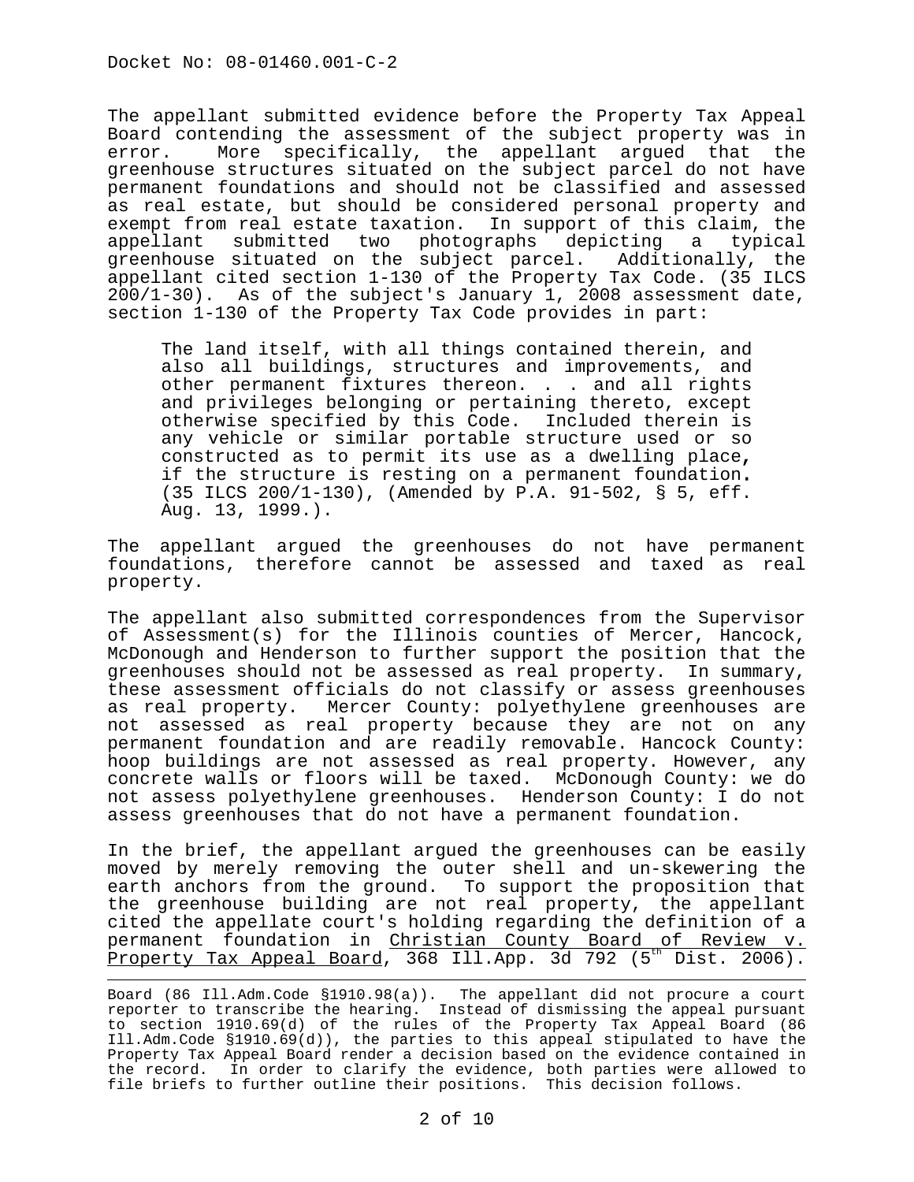Docket No: 08-01460.001-C-2

The appellant submitted evidence before the Property Tax Appeal Board contending the assessment of the subject property was in error. More specifically, the appellant argued that the greenhouse structures situated on the subject parcel do not have permanent foundations and should not be classified and assessed as real estate, but should be considered personal property and exempt from real estate taxation. In support of this claim, the appellant submitted two photographs depicting a typical greenhouse situated on the subject parcel. Additionally, the appellant cited section 1-130 of the Property Tax Code. (35 ILCS 200/1-30). As of the subject's January 1, 2008 assessment date, section 1-130 of the Property Tax Code provides in part:

> The land itself, with all things contained therein, and also all buildings, structures and improvements, and other permanent fixtures thereon. . . and all rights and privileges belonging or pertaining thereto, except otherwise specified by this Code. Included therein is any vehicle or similar portable structure used or so constructed as to permit its use as a dwelling place**,** if the structure is resting on a permanent foundation**.** (35 ILCS 200/1-130), (Amended by P.A. 91-502, § 5, eff. Aug. 13, 1999.).

The appellant argued the greenhouses do not have permanent foundations, therefore cannot be assessed and taxed as real property.

The appellant also submitted correspondences from the Supervisor of Assessment(s) for the Illinois counties of Mercer, Hancock, McDonough and Henderson to further support the position that the greenhouses should not be assessed as real property. In summary, these assessment officials do not classify or assess greenhouses as real property. Mercer County: polyethylene greenhouses are not assessed as real property because they are not on any permanent foundation and are readily removable. Hancock County: hoop buildings are not assessed as real property. However, any concrete walls or floors will be taxed. McDonough County: we do not assess polyethylene greenhouses. Henderson County: I do not assess greenhouses that do not have a permanent foundation.

In the brief, the appellant argued the greenhouses can be easily moved by merely removing the outer shell and un-skewering the earth anchors from the ground. To support the proposition that the greenhouse building are not real property, the appellant cited the appellate court's holding regarding the definition of a permanent foundation in Christian County Board of Review v. Property Tax Appeal Board, 368 Ill.App. 3d 792 (5th Dist. 2006).

---

Board (86 Ill.Adm.Code §1910.98(a)). The appellant did not procure a court reporter to transcribe the hearing. Instead of dismissing the appeal pursuant to section 1910.69(d) of the rules of the Property Tax Appeal Board (86 Ill.Adm.Code §1910.69(d)), the parties to this appeal stipulated to have the Property Tax Appeal Board render a decision based on the evidence contained in the record. In order to clarify the evidence, both parties were allowed to file briefs to further outline their positions. This decision follows.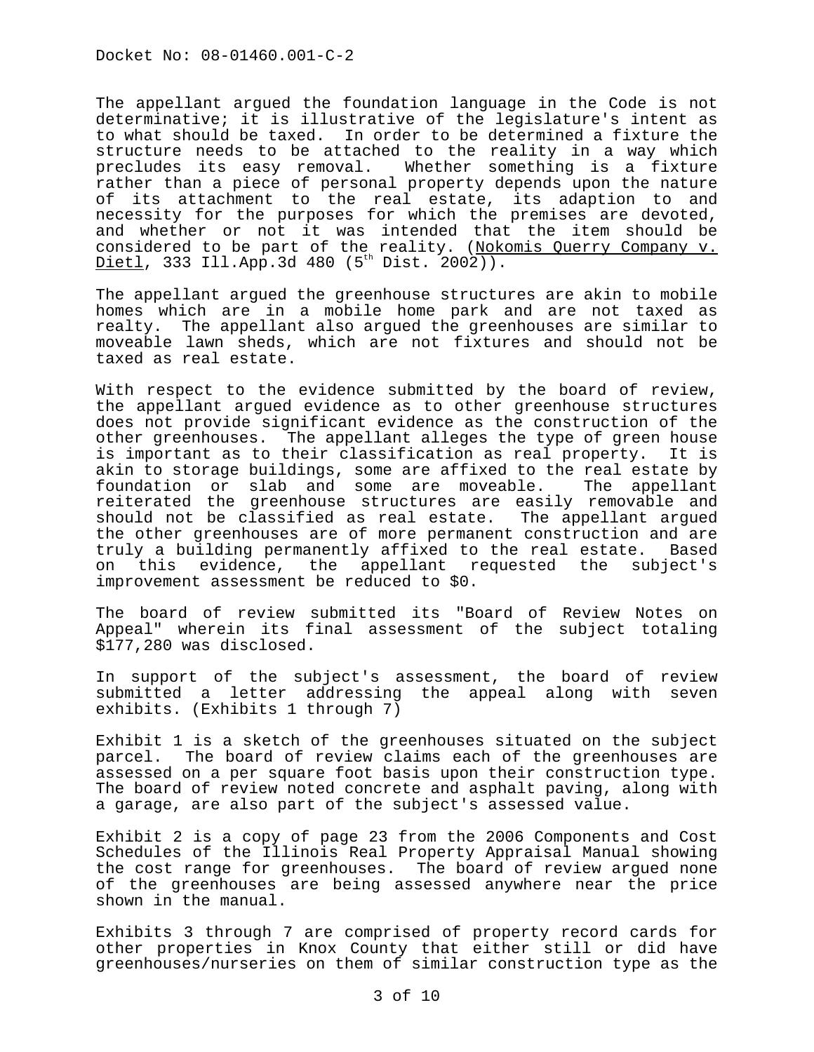The appellant argued the foundation language in the Code is not determinative; it is illustrative of the legislature's intent as to what should be taxed. In order to be determined a fixture the structure needs to be attached to the reality in a way which precludes its easy removal. Whether something is a fixture rather than a piece of personal property depends upon the nature of its attachment to the real estate, its adaption to and necessity for the purposes for which the premises are devoted, and whether or not it was intended that the item should be considered to be part of the reality. (Nokomis Querry Company v. Dietl, 333 Ill.App.3d 480 (5th Dist. 2002)).

The appellant argued the greenhouse structures are akin to mobile homes which are in a mobile home park and are not taxed as realty. The appellant also argued the greenhouses are similar to moveable lawn sheds, which are not fixtures and should not be taxed as real estate.

With respect to the evidence submitted by the board of review, the appellant argued evidence as to other greenhouse structures does not provide significant evidence as the construction of the other greenhouses. The appellant alleges the type of green house is important as to their classification as real property. It is akin to storage buildings, some are affixed to the real estate by foundation or slab and some are moveable. The appellant reiterated the greenhouse structures are easily removable and should not be classified as real estate. The appellant argued the other greenhouses are of more permanent construction and are truly a building permanently affixed to the real estate. Based on this evidence, the appellant requested the subject's improvement assessment be reduced to $0.

The board of review submitted its "Board of Review Notes on Appeal" wherein its final assessment of the subject totaling $177,280 was disclosed.

In support of the subject's assessment, the board of review submitted a letter addressing the appeal along with seven exhibits. (Exhibits 1 through 7)

Exhibit 1 is a sketch of the greenhouses situated on the subject parcel. The board of review claims each of the greenhouses are assessed on a per square foot basis upon their construction type. The board of review noted concrete and asphalt paving, along with a garage, are also part of the subject's assessed value.

Exhibit 2 is a copy of page 23 from the 2006 Components and Cost Schedules of the Illinois Real Property Appraisal Manual showing the cost range for greenhouses. The board of review argued none of the greenhouses are being assessed anywhere near the price shown in the manual.

Exhibits 3 through 7 are comprised of property record cards for other properties in Knox County that either still or did have greenhouses/nurseries on them of similar construction type as the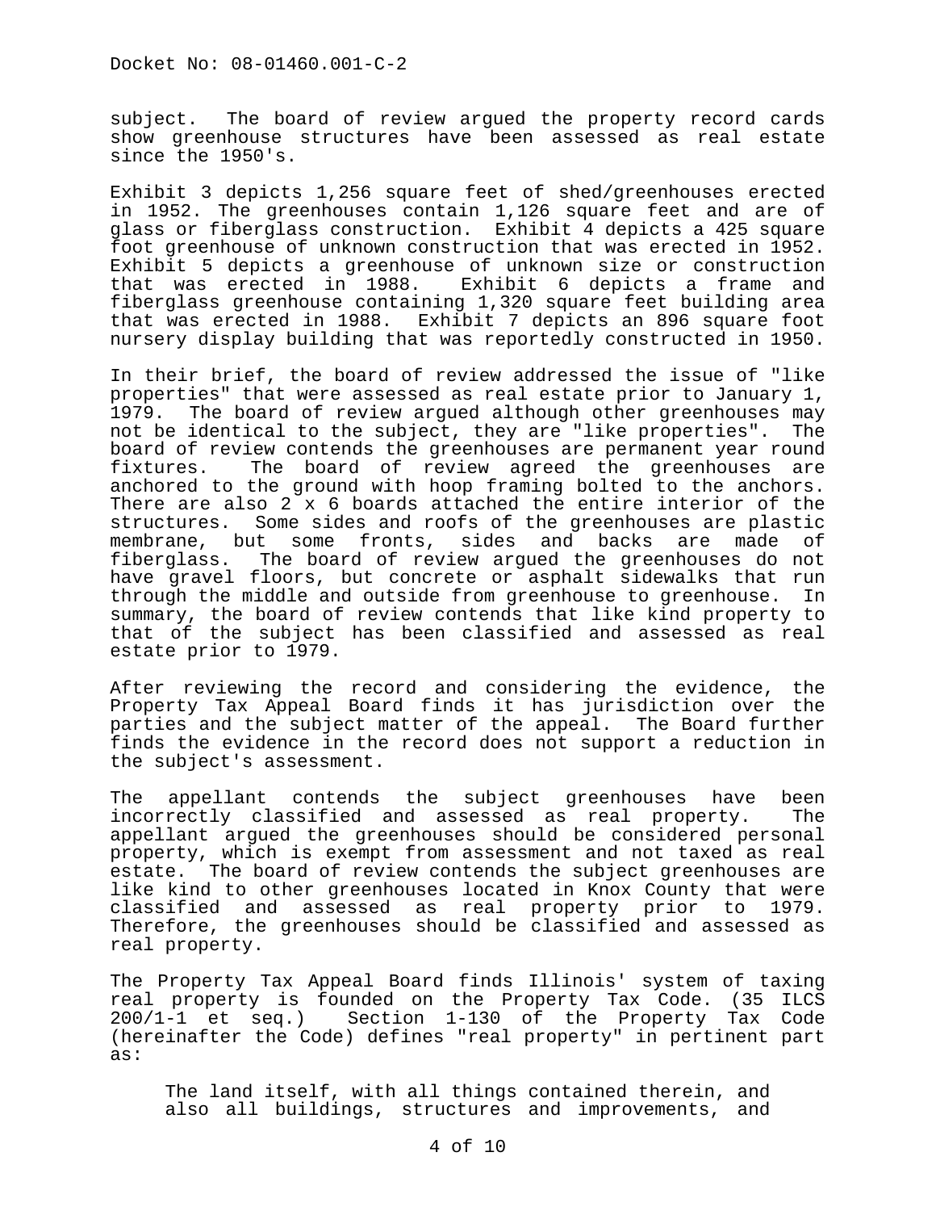subject. The board of review argued the property record cards show greenhouse structures have been assessed as real estate since the 1950's.

Exhibit 3 depicts 1,256 square feet of shed/greenhouses erected in 1952. The greenhouses contain 1,126 square feet and are of glass or fiberglass construction. Exhibit 4 depicts a 425 square foot greenhouse of unknown construction that was erected in 1952. Exhibit 5 depicts a greenhouse of unknown size or construction that was erected in 1988. Exhibit 6 depicts a frame and fiberglass greenhouse containing 1,320 square feet building area that was erected in 1988. Exhibit 7 depicts an 896 square foot nursery display building that was reportedly constructed in 1950.

In their brief, the board of review addressed the issue of "like properties" that were assessed as real estate prior to January 1, 1979. The board of review argued although other greenhouses may not be identical to the subject, they are "like properties". The board of review contends the greenhouses are permanent year round fixtures. The board of review agreed the greenhouses are anchored to the ground with hoop framing bolted to the anchors. There are also 2 x 6 boards attached the entire interior of the structures. Some sides and roofs of the greenhouses are plastic membrane, but some fronts, sides and backs are made of fiberglass. The board of review argued the greenhouses do not have gravel floors, but concrete or asphalt sidewalks that run through the middle and outside from greenhouse to greenhouse. In summary, the board of review contends that like kind property to that of the subject has been classified and assessed as real estate prior to 1979.

After reviewing the record and considering the evidence, the Property Tax Appeal Board finds it has jurisdiction over the parties and the subject matter of the appeal. The Board further finds the evidence in the record does not support a reduction in the subject's assessment.

The appellant contends the subject greenhouses have been incorrectly classified and assessed as real property. The appellant argued the greenhouses should be considered personal property, which is exempt from assessment and not taxed as real estate. The board of review contends the subject greenhouses are like kind to other greenhouses located in Knox County that were classified and assessed as real property prior to 1979. Therefore, the greenhouses should be classified and assessed as real property.

The Property Tax Appeal Board finds Illinois' system of taxing real property is founded on the Property Tax Code. (35 ILCS 200/1-1 et seq.) Section 1-130 of the Property Tax Code (hereinafter the Code) defines "real property" in pertinent part as:

> The land itself, with all things contained therein, and also all buildings, structures and improvements, and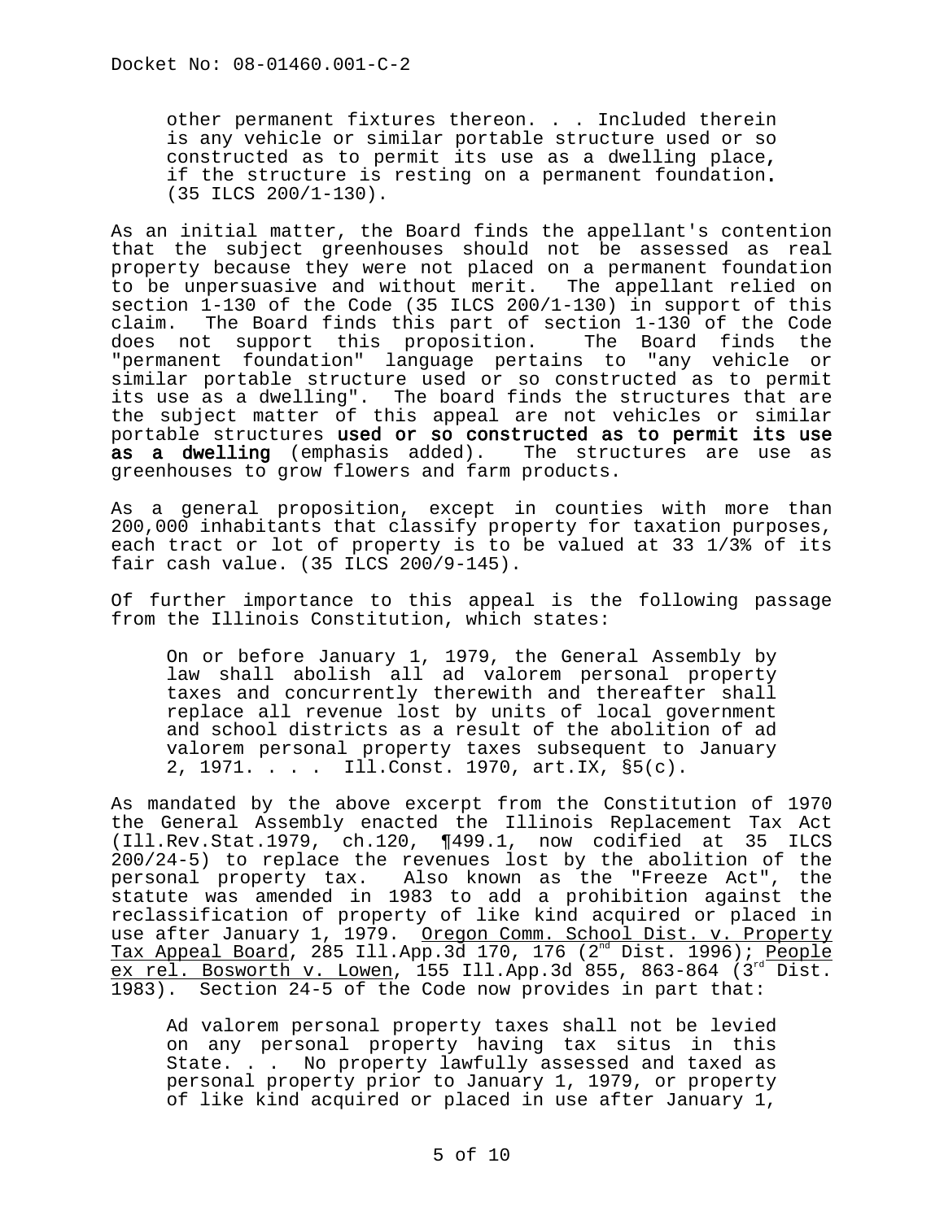> other permanent fixtures thereon. . . Included therein is any vehicle or similar portable structure used or so constructed as to permit its use as a dwelling place, if the structure is resting on a permanent foundation. (35 ILCS 200/1-130).

As an initial matter, the Board finds the appellant's contention that the subject greenhouses should not be assessed as real property because they were not placed on a permanent foundation to be unpersuasive and without merit. The appellant relied on section 1-130 of the Code (35 ILCS 200/1-130) in support of this claim. The Board finds this part of section 1-130 of the Code does not support this proposition. The Board finds the "permanent foundation" language pertains to "any vehicle or similar portable structure used or so constructed as to permit its use as a dwelling". The board finds the structures that are the subject matter of this appeal are not vehicles or similar portable structures **used or so constructed as to permit its use as a dwelling** (emphasis added). The structures are use as greenhouses to grow flowers and farm products.

As a general proposition, except in counties with more than 200,000 inhabitants that classify property for taxation purposes, each tract or lot of property is to be valued at 33 1/3% of its fair cash value. (35 ILCS 200/9-145).

Of further importance to this appeal is the following passage from the Illinois Constitution, which states:

> On or before January 1, 1979, the General Assembly by law shall abolish all ad valorem personal property taxes and concurrently therewith and thereafter shall replace all revenue lost by units of local government and school districts as a result of the abolition of ad valorem personal property taxes subsequent to January 2, 1971. . . . Ill.Const. 1970, art.IX, §5(c).

As mandated by the above excerpt from the Constitution of 1970 the General Assembly enacted the Illinois Replacement Tax Act (Ill.Rev.Stat.1979, ch.120, ¶499.1, now codified at 35 ILCS 200/24-5) to replace the revenues lost by the abolition of the personal property tax. Also known as the "Freeze Act", the statute was amended in 1983 to add a prohibition against the reclassification of property of like kind acquired or placed in use after January 1, 1979. Oregon Comm. School Dist. v. Property Tax Appeal Board, 285 Ill.App.3d 170, 176 (2nd Dist. 1996); People ex rel. Bosworth v. Lowen, 155 Ill.App.3d 855, 863-864 (3rd Dist. 1983). Section 24-5 of the Code now provides in part that:

> Ad valorem personal property taxes shall not be levied on any personal property having tax situs in this State. . . No property lawfully assessed and taxed as personal property prior to January 1, 1979, or property of like kind acquired or placed in use after January 1,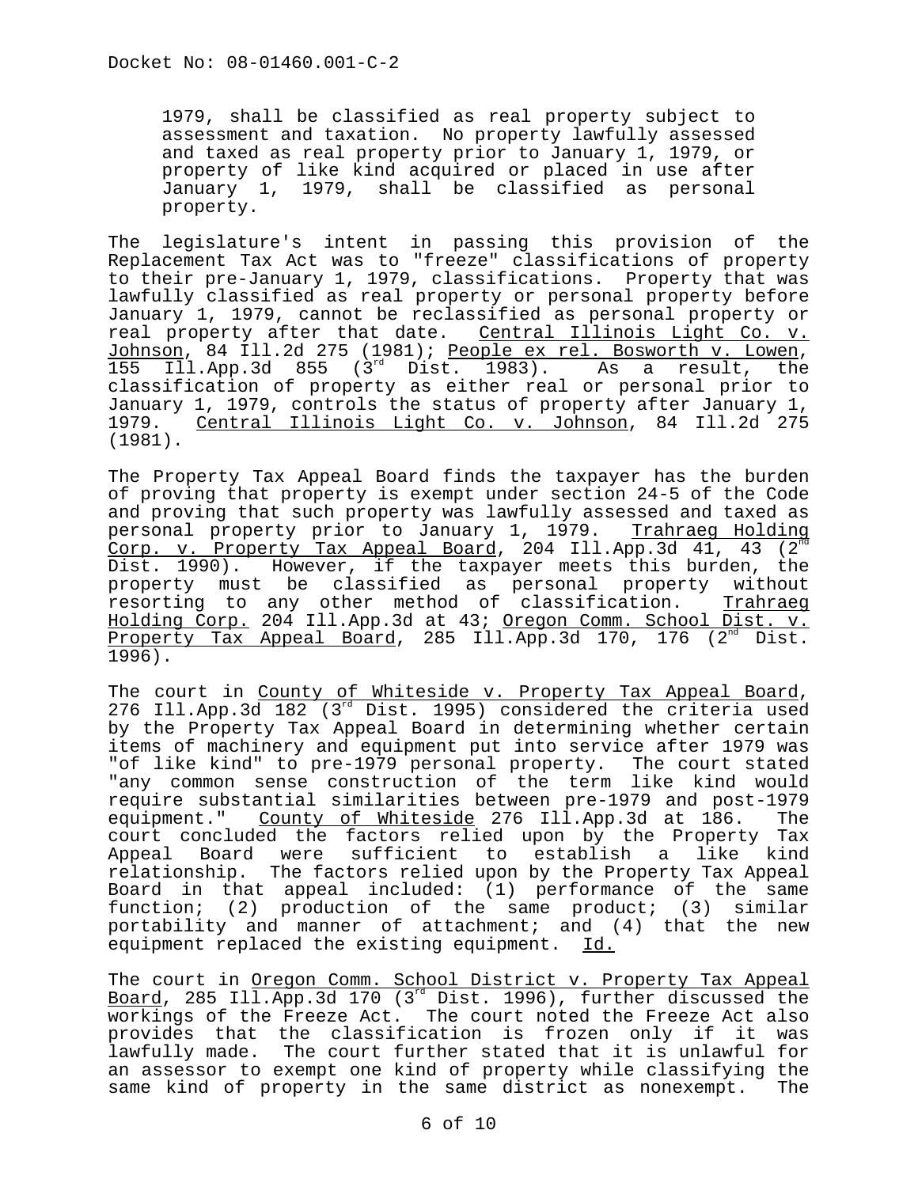> 1979, shall be classified as real property subject to assessment and taxation. No property lawfully assessed and taxed as real property prior to January 1, 1979, or property of like kind acquired or placed in use after January 1, 1979, shall be classified as personal property.

The legislature's intent in passing this provision of the Replacement Tax Act was to "freeze" classifications of property to their pre-January 1, 1979, classifications. Property that was lawfully classified as real property or personal property before January 1, 1979, cannot be reclassified as personal property or real property after that date. Central Illinois Light Co. v. Johnson, 84 Ill.2d 275 (1981); People ex rel. Bosworth v. Lowen, 155 Ill.App.3d 855 (3rd Dist. 1983). As a result, the classification of property as either real or personal prior to January 1, 1979, controls the status of property after January 1, 1979. Central Illinois Light Co. v. Johnson, 84 Ill.2d 275 (1981).

The Property Tax Appeal Board finds the taxpayer has the burden of proving that property is exempt under section 24-5 of the Code and proving that such property was lawfully assessed and taxed as personal property prior to January 1, 1979. Trahraeg Holding Corp. v. Property Tax Appeal Board, 204 Ill.App.3d 41, 43 (2nd Dist. 1990). However, if the taxpayer meets this burden, the property must be classified as personal property without resorting to any other method of classification. Trahraeg Holding Corp. 204 Ill.App.3d at 43; Oregon Comm. School Dist. v. Property Tax Appeal Board, 285 Ill.App.3d 170, 176 (2nd Dist. 1996).

The court in County of Whiteside v. Property Tax Appeal Board, 276 Ill.App.3d 182 (3rd Dist. 1995) considered the criteria used by the Property Tax Appeal Board in determining whether certain items of machinery and equipment put into service after 1979 was "of like kind" to pre-1979 personal property. The court stated "any common sense construction of the term like kind would require substantial similarities between pre-1979 and post-1979 equipment." County of Whiteside 276 Ill.App.3d at 186. The court concluded the factors relied upon by the Property Tax Appeal Board were sufficient to establish a like kind relationship. The factors relied upon by the Property Tax Appeal Board in that appeal included: (1) performance of the same function; (2) production of the same product; (3) similar portability and manner of attachment; and (4) that the new equipment replaced the existing equipment. Id.

The court in Oregon Comm. School District v. Property Tax Appeal Board, 285 Ill.App.3d 170 (3rd Dist. 1996), further discussed the workings of the Freeze Act. The court noted the Freeze Act also provides that the classification is frozen only if it was lawfully made. The court further stated that it is unlawful for an assessor to exempt one kind of property while classifying the same kind of property in the same district as nonexempt. The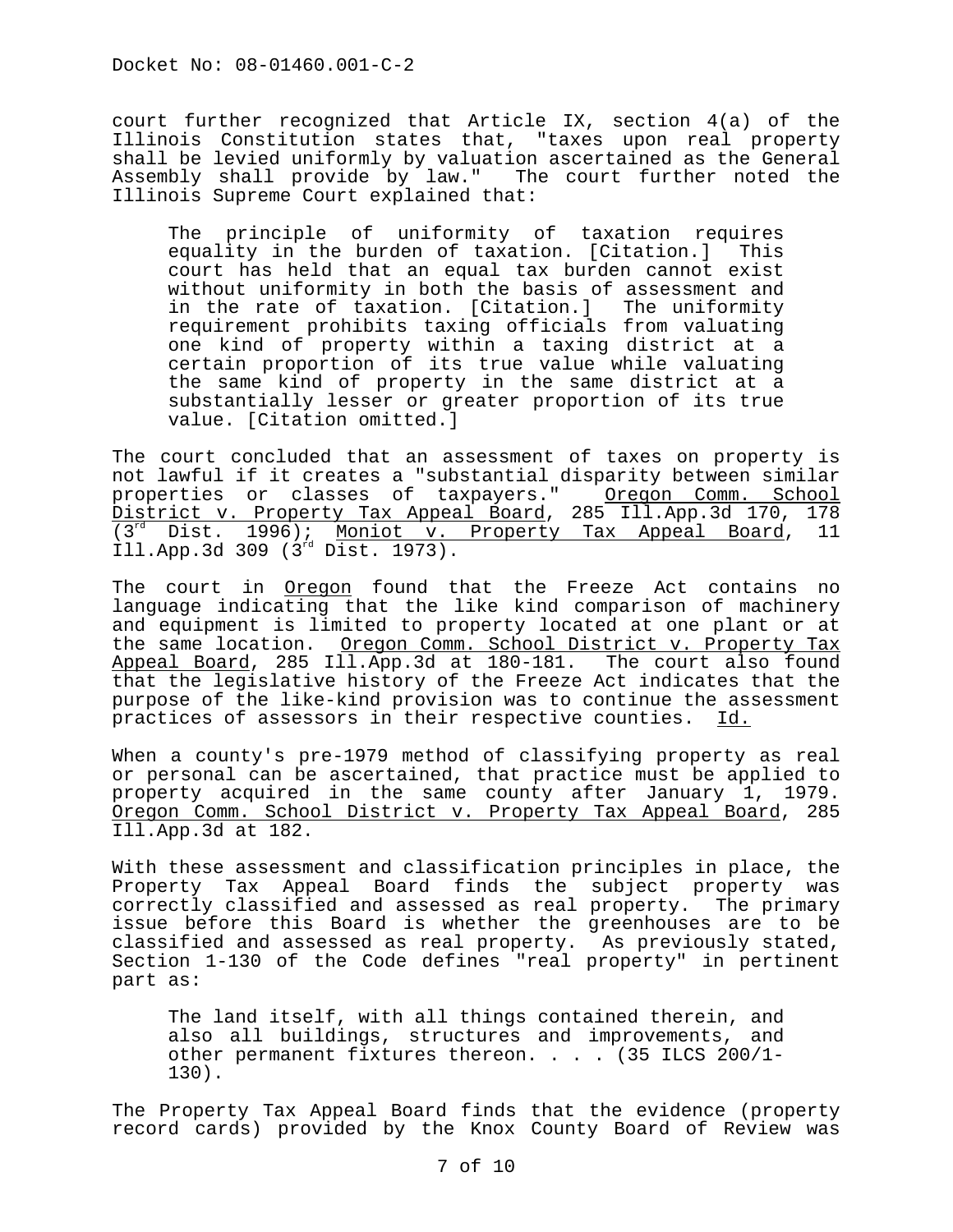court further recognized that Article IX, section 4(a) of the Illinois Constitution states that, "taxes upon real property shall be levied uniformly by valuation ascertained as the General Assembly shall provide by law." The court further noted the Illinois Supreme Court explained that:

> The principle of uniformity of taxation requires equality in the burden of taxation. [Citation.] This court has held that an equal tax burden cannot exist without uniformity in both the basis of assessment and in the rate of taxation. [Citation.] The uniformity requirement prohibits taxing officials from valuating one kind of property within a taxing district at a certain proportion of its true value while valuating the same kind of property in the same district at a substantially lesser or greater proportion of its true value. [Citation omitted.]

The court concluded that an assessment of taxes on property is not lawful if it creates a "substantial disparity between similar properties or classes of taxpayers." Oregon Comm. School District v. Property Tax Appeal Board, 285 Ill.App.3d 170, 178 (3rd Dist. 1996); Moniot v. Property Tax Appeal Board, 11 Ill.App.3d 309 (3rd Dist. 1973).

The court in Oregon found that the Freeze Act contains no language indicating that the like kind comparison of machinery and equipment is limited to property located at one plant or at the same location. Oregon Comm. School District v. Property Tax Appeal Board, 285 Ill.App.3d at 180-181. The court also found that the legislative history of the Freeze Act indicates that the purpose of the like-kind provision was to continue the assessment practices of assessors in their respective counties. Id.

When a county's pre-1979 method of classifying property as real or personal can be ascertained, that practice must be applied to property acquired in the same county after January 1, 1979. Oregon Comm. School District v. Property Tax Appeal Board, 285 Ill.App.3d at 182.

With these assessment and classification principles in place, the Property Tax Appeal Board finds the subject property was correctly classified and assessed as real property. The primary issue before this Board is whether the greenhouses are to be classified and assessed as real property. As previously stated, Section 1-130 of the Code defines "real property" in pertinent part as:

> The land itself, with all things contained therein, and also all buildings, structures and improvements, and other permanent fixtures thereon. . . . (35 ILCS 200/1-130).

The Property Tax Appeal Board finds that the evidence (property record cards) provided by the Knox County Board of Review was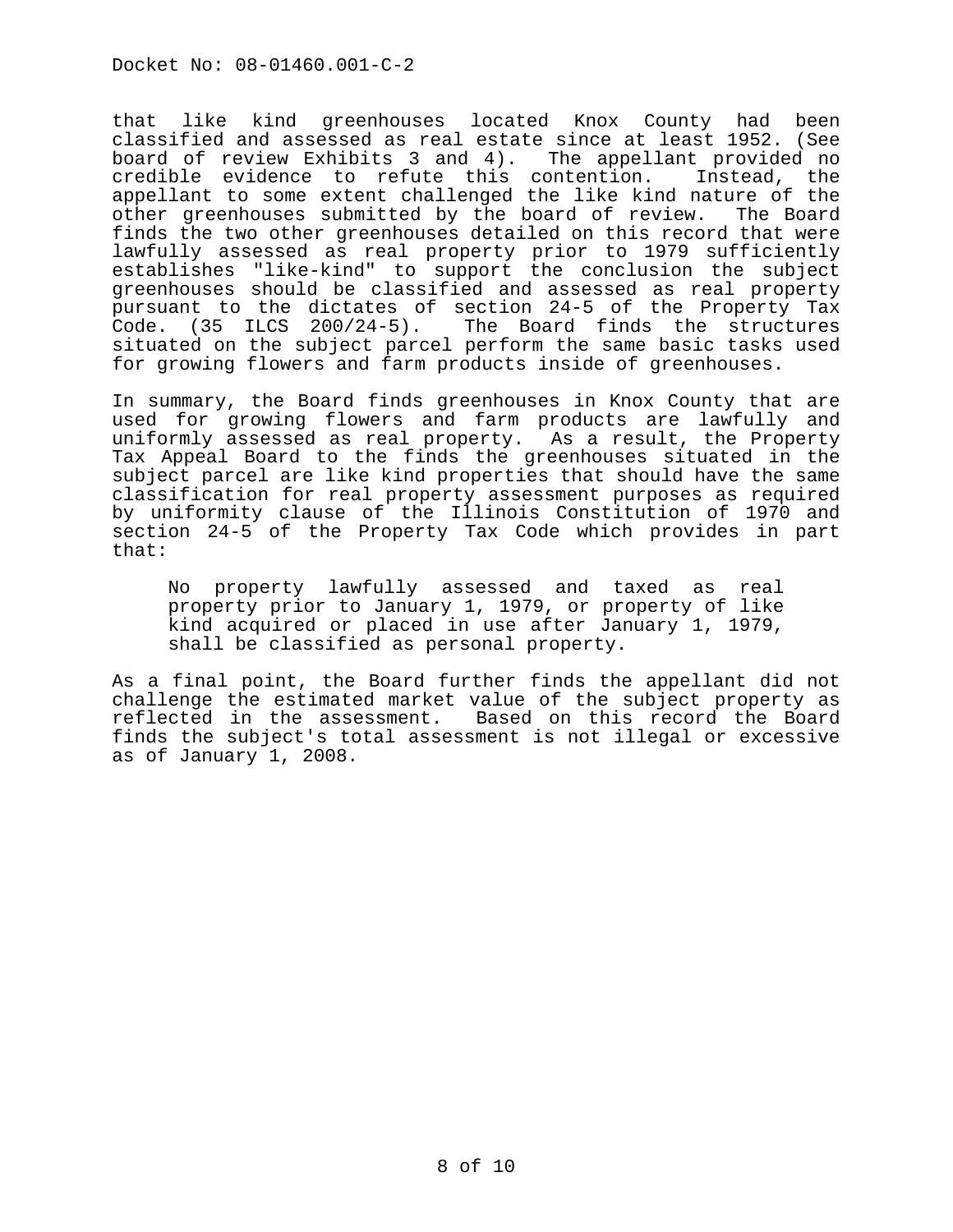that like kind greenhouses located Knox County had been classified and assessed as real estate since at least 1952. (See board of review Exhibits 3 and 4). The appellant provided no credible evidence to refute this contention. Instead, the appellant to some extent challenged the like kind nature of the other greenhouses submitted by the board of review. The Board finds the two other greenhouses detailed on this record that were lawfully assessed as real property prior to 1979 sufficiently establishes "like-kind" to support the conclusion the subject greenhouses should be classified and assessed as real property pursuant to the dictates of section 24-5 of the Property Tax Code. (35 ILCS 200/24-5). The Board finds the structures situated on the subject parcel perform the same basic tasks used for growing flowers and farm products inside of greenhouses.

In summary, the Board finds greenhouses in Knox County that are used for growing flowers and farm products are lawfully and uniformly assessed as real property. As a result, the Property Tax Appeal Board to the finds the greenhouses situated in the subject parcel are like kind properties that should have the same classification for real property assessment purposes as required by uniformity clause of the Illinois Constitution of 1970 and section 24-5 of the Property Tax Code which provides in part that:

> No property lawfully assessed and taxed as real property prior to January 1, 1979, or property of like kind acquired or placed in use after January 1, 1979, shall be classified as personal property.

As a final point, the Board further finds the appellant did not challenge the estimated market value of the subject property as reflected in the assessment. Based on this record the Board finds the subject's total assessment is not illegal or excessive as of January 1, 2008.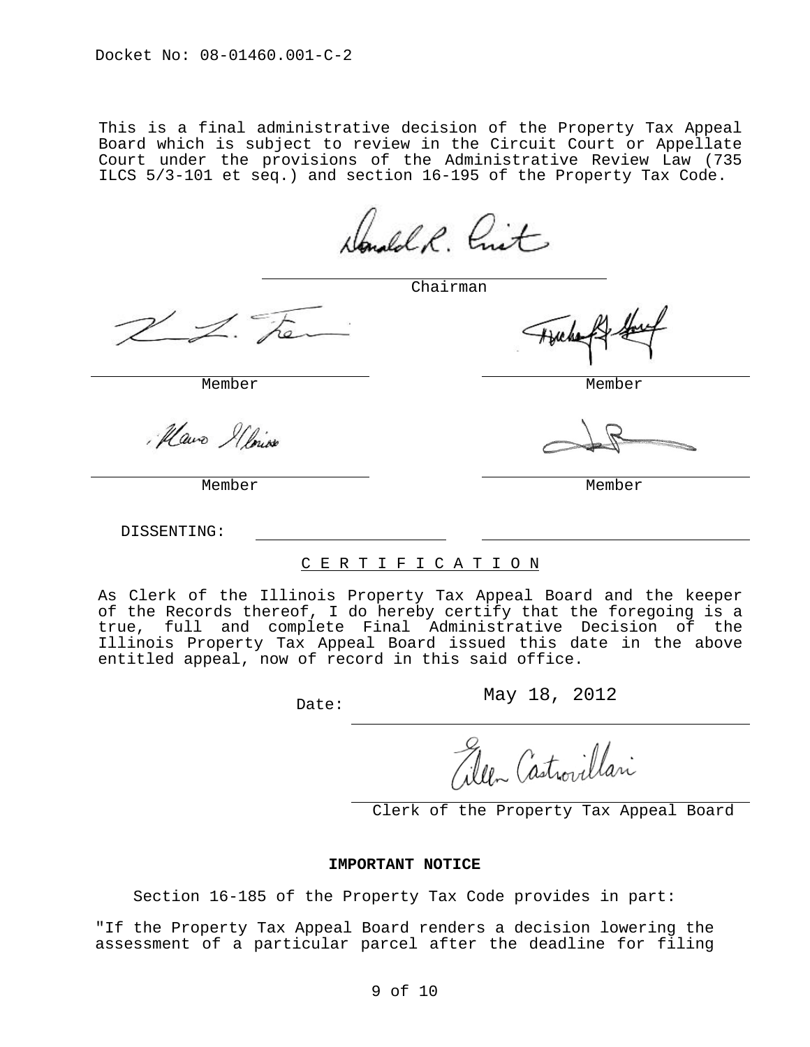Docket No: 08-01460.001-C-2

This is a final administrative decision of the Property Tax Appeal Board which is subject to review in the Circuit Court or Appellate Court under the provisions of the Administrative Review Law (735 ILCS 5/3-101 et seq.) and section 16-195 of the Property Tax Code.

Chairman

Member

Member

Member

Member

DISSENTING:

C E R T I F I C A T I O N

As Clerk of the Illinois Property Tax Appeal Board and the keeper of the Records thereof, I do hereby certify that the foregoing is a true, full and complete Final Administrative Decision of the Illinois Property Tax Appeal Board issued this date in the above entitled appeal, now of record in this said office.

Date: May 18, 2012

Clerk of the Property Tax Appeal Board

**IMPORTANT NOTICE**

Section 16-185 of the Property Tax Code provides in part:

"If the Property Tax Appeal Board renders a decision lowering the assessment of a particular parcel after the deadline for filing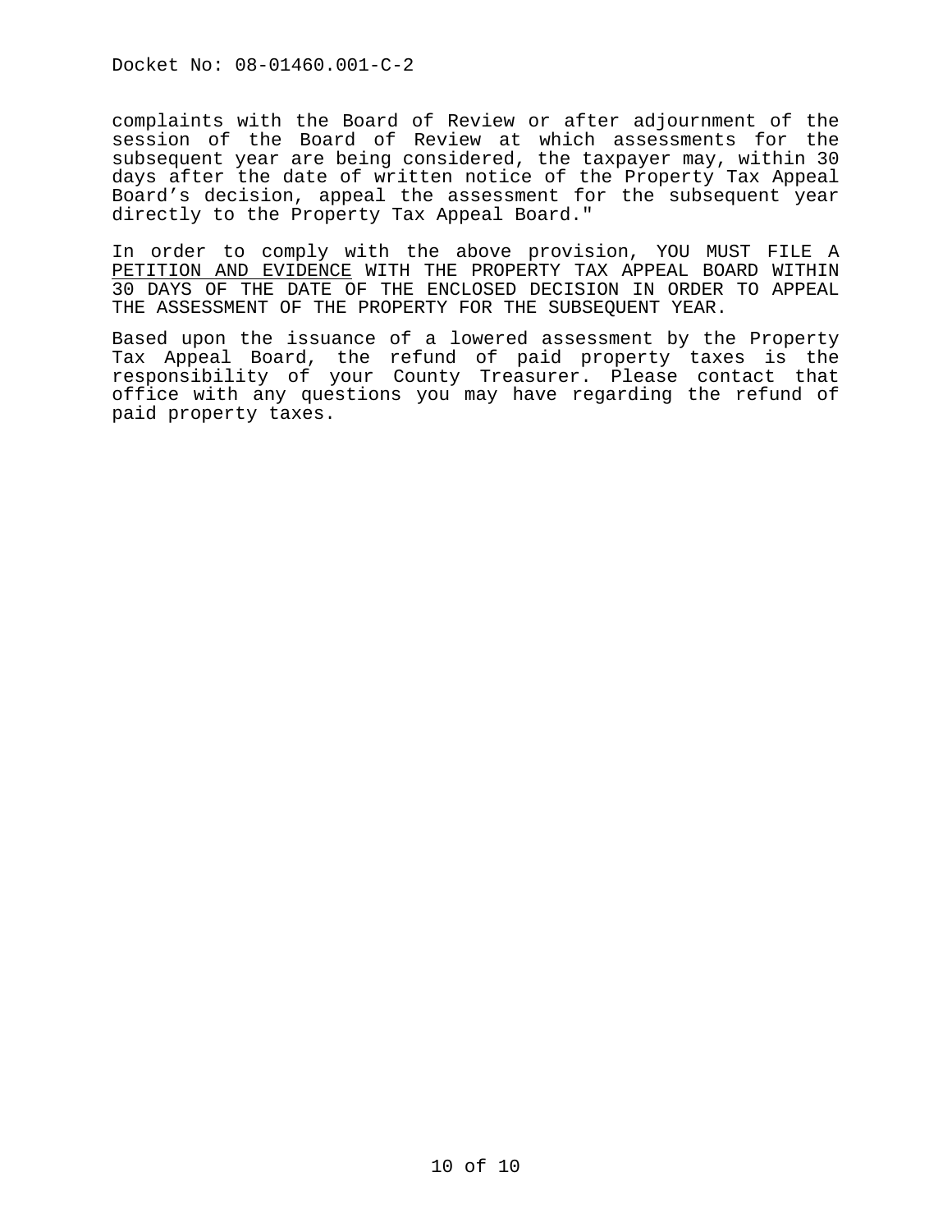complaints with the Board of Review or after adjournment of the session of the Board of Review at which assessments for the subsequent year are being considered, the taxpayer may, within 30 days after the date of written notice of the Property Tax Appeal Board's decision, appeal the assessment for the subsequent year directly to the Property Tax Appeal Board."

In order to comply with the above provision, YOU MUST FILE A PETITION AND EVIDENCE WITH THE PROPERTY TAX APPEAL BOARD WITHIN 30 DAYS OF THE DATE OF THE ENCLOSED DECISION IN ORDER TO APPEAL THE ASSESSMENT OF THE PROPERTY FOR THE SUBSEQUENT YEAR.

Based upon the issuance of a lowered assessment by the Property Tax Appeal Board, the refund of paid property taxes is the responsibility of your County Treasurer. Please contact that office with any questions you may have regarding the refund of paid property taxes.